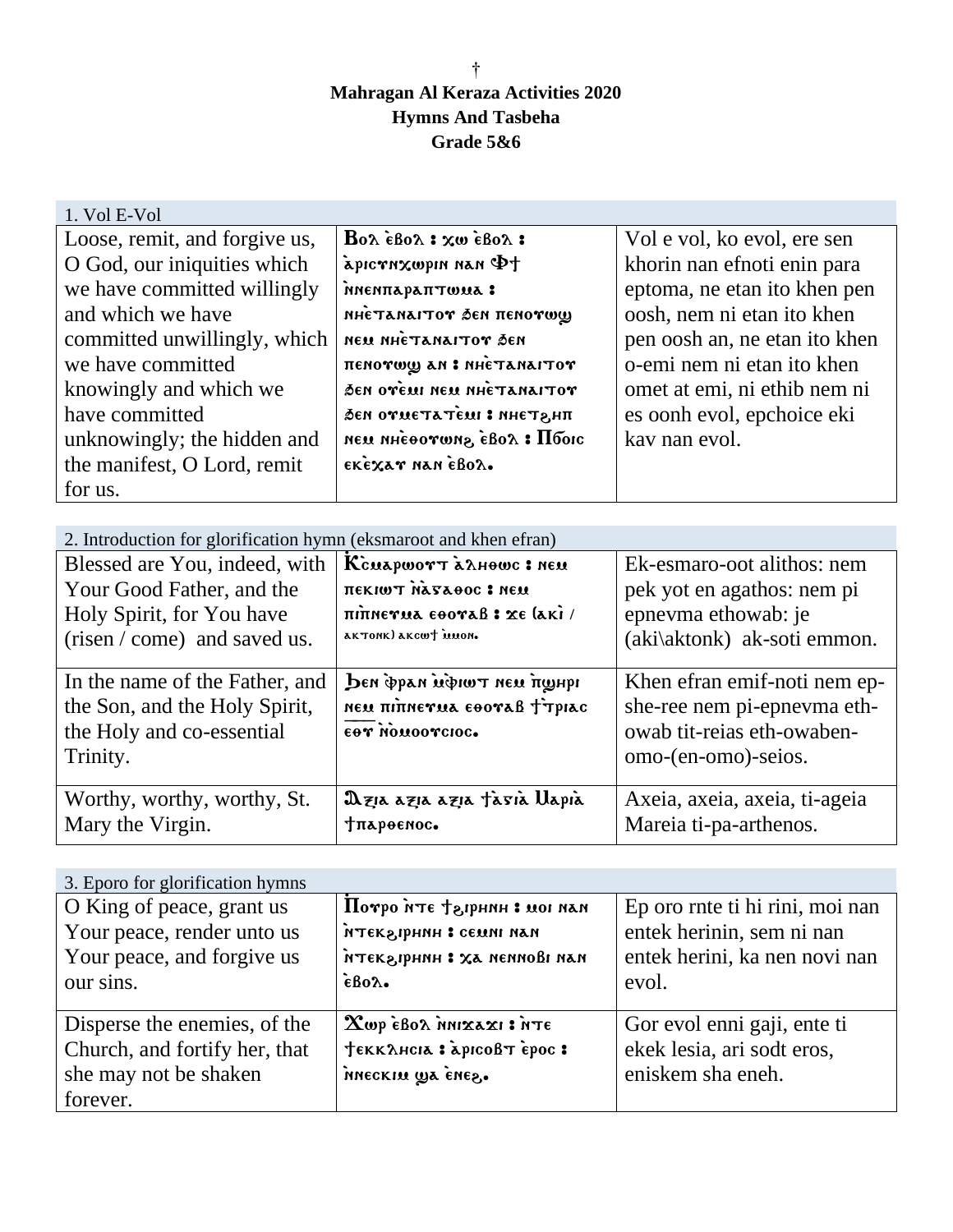†

**Mahragan Al Keraza Activities 2020**

**Hymns And Tasbeha**

**Grade 5&6**

| 1. Vol E-Vol | | |
|---|---|---|
| Loose, remit, and forgive us, O God, our iniquities which we have committed willingly and which we have committed unwillingly, which we have committed knowingly and which we have committed unknowingly; the hidden and the manifest, O Lord, remit for us. | Ⲃⲱⲗ ⲉ̀ⲃⲟⲗ : ⲭⲱ ⲉ̀ⲃⲟⲗ : ⲁ̀ⲣⲓⲥⲩⲛⲭⲱⲣⲓⲛ ⲛⲁⲛ Ⲫϯ ⲛ̀ⲛⲉⲛⲡⲁⲣⲁⲡⲧⲱⲙⲁ : ⲛⲏⲉ̀ⲧⲁⲛⲁⲓⲧⲟⲩ ϧⲉⲛ ⲡⲉⲛⲟⲩⲱϣ ⲛⲉⲙ ⲛⲏⲉ̀ⲧⲁⲛⲁⲓⲧⲟⲩ ϧⲉⲛ ⲡⲉⲛⲟⲩⲱϣ ⲁⲛ : ⲛⲏⲉ̀ⲧⲁⲛⲁⲓⲧⲟⲩ ϧⲉⲛ ⲟⲩⲉ̀ⲙⲓ ⲛⲉⲙ ⲛⲏⲉ̀ⲧⲁⲛⲁⲓⲧⲟⲩ ϧⲉⲛ ⲟⲩⲙⲉⲧⲁⲧⲉ̀ⲙⲓ : ⲛⲏⲉⲧϩⲏⲡ ⲛⲉⲙ ⲛⲏⲉ̀ⲑⲟⲩⲱⲛϩ ⲉ̀ⲃⲟⲗ : Ⲡⲟ̅ⲥ̅ ⲉⲕⲉ̀ⲭⲁⲩ ⲛⲁⲛ ⲉ̀ⲃⲟⲗ. | Vol e vol, ko evol, ere sen khorin nan efnoti enin para eptoma, ne etan ito khen pen oosh, nem ni etan ito khen pen oosh an, ne etan ito khen o-emi nem ni etan ito khen omet at emi, ni ethib nem ni es oonh evol, epchoice eki kav nan evol. |

| 2. Introduction for glorification hymn (eksmaroot and khen efran) | | |
|---|---|---|
| Blessed are You, indeed, with Your Good Father, and the Holy Spirit, for You have (risen / come) and saved us. | Ⲕ̀ⲥⲙⲁⲣⲱⲟⲩⲧ ⲁ̀ⲗⲏⲑⲱⲥ : ⲛⲉⲙ ⲡⲉⲕⲓⲱⲧ ⲛ̀ⲁ̀ⲅⲁⲑⲟⲥ : ⲛⲉⲙ ⲡⲓⲡ̀ⲛⲉⲩⲙⲁ ⲉⲑⲟⲩⲁⲃ : ϫⲉ (ⲁⲕⲓ̀ / ⲁⲕⲧⲱⲛⲕ) ⲁⲕⲥⲱϯ ⲙ̀ⲙⲟⲛ. | Ek-esmaro-oot alithos: nem pek yot en agathos: nem pi epnevma ethowab: je (aki\aktonk) ak-soti emmon. |
| In the name of the Father, and the Son, and the Holy Spirit, the Holy and co-essential Trinity. | Ϧⲉⲛ ⲫ̀ⲣⲁⲛ ⲙ̀ⲫⲓⲱⲧ ⲛⲉⲙ ⲡ̀ϣⲏⲣⲓ ⲛⲉⲙ ⲡⲓⲡ̀ⲛⲉⲩⲙⲁ ⲉⲑⲟⲩⲁⲃ ϯⲧ̀ⲣⲓⲁⲥ ⲉⲑ̅ⲩ̅ ⲛ̀ⲟⲙⲟⲟⲩⲥⲓⲟⲥ. | Khen efran emif-noti nem ep-she-ree nem pi-epnevma eth-owab tit-reias eth-owaben-omo-(en-omo)-seios. |
| Worthy, worthy, worthy, St. Mary the Virgin. | Ⲁⲝⲓⲁ ⲁⲝⲓⲁ ⲁⲝⲓⲁ ϯⲁ̀ⲅⲓⲁ Ⲙⲁⲣⲓⲁ̀ ϯⲡⲁⲣⲑⲉⲛⲟⲥ. | Axeia, axeia, axeia, ti-ageia Mareia ti-pa-arthenos. |

| 3. Eporo for glorification hymns | | |
|---|---|---|
| O King of peace, grant us Your peace, render unto us Your peace, and forgive us our sins. | Ⲡ̀ⲟⲩⲣⲟ ⲛ̀ⲧⲉ ϯϩⲓⲣⲏⲛⲏ : ⲙⲟⲓ ⲛⲁⲛ ⲛ̀ⲧⲉⲕϩⲓⲣⲏⲛⲏ : ⲥⲉⲙⲛⲓ ⲛⲁⲛ ⲛ̀ⲧⲉⲕϩⲓⲣⲏⲛⲏ : ⲭⲁ ⲛⲉⲛⲛⲟⲃⲓ ⲛⲁⲛ ⲉ̀ⲃⲟⲗ. | Ep oro rnte ti hi rini, moi nan entek herinin, sem ni nan entek herini, ka nen novi nan evol. |
| Disperse the enemies, of the Church, and fortify her, that she may not be shaken forever. | Ϫⲱⲣ ⲉ̀ⲃⲟⲗ ⲛ̀ⲛⲓϫⲁϫⲓ : ⲛ̀ⲧⲉ ϯⲉⲕⲕⲗⲏⲥⲓⲁ : ⲁ̀ⲣⲓⲥⲟⲃⲧ ⲉ̀ⲣⲟⲥ : ⲛ̀ⲛⲉⲥⲕⲓⲙ ϣⲁ ⲉ̀ⲛⲉϩ. | Gor evol enni gaji, ente ti ekek lesia, ari sodt eros, eniskem sha eneh. |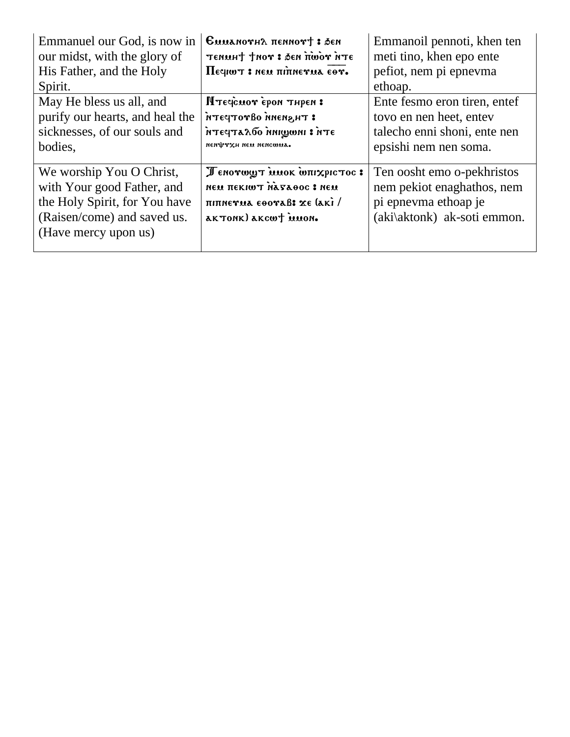| | | |
|---|---|---|
| Emmanuel our God, is now in our midst, with the glory of His Father, and the Holy Spirit. | Ⲉⲙⲙⲁⲛⲟⲩⲏⲗ ⲡⲉⲛⲛⲟⲩϯ : ϧⲉⲛ ⲧⲉⲛⲙⲏϯ ϯⲛⲟⲩ : ϧⲉⲛ ⲡ̀ⲱ̀ⲟⲩ ⲛ̀ⲧⲉ Ⲡⲉϥⲓⲱⲧ : ⲛⲉⲙ ⲡⲓ̀ⲡ̀ⲛⲉⲩⲙⲁ ⲉⲑⲩ. | Emmanoil pennoti, khen ten meti tino, khen epo ente pefiot, nem pi epnevma ethoap. |
| May He bless us all, and purify our hearts, and heal the sicknesses, of our souls and bodies, | Ⲛ̀ⲧⲉϥ̀ⲥⲙⲟⲩ ⲉ̀ⲣⲟⲛ ⲧⲏⲣⲉⲛ : ⲛ̀ⲧⲉϥⲧⲟⲩⲃⲟ ⲛ̀ⲛⲉⲛϩⲏⲧ : ⲛ̀ⲧⲉϥⲧⲁⲗϭⲟ ⲛ̀ⲛⲓϣⲱⲛⲓ : ⲛ̀ⲧⲉ ⲛⲉⲛⲯⲩⲭⲏ ⲛⲉⲙ ⲛⲉⲛⲥⲱⲙⲁ. | Ente fesmo eron tiren, entef tovo en nen heet, entev talecho enni shoni, ente nen epsishi nem nen soma. |
| We worship You O Christ, with Your good Father, and the Holy Spirit, for You have (Raisen/come) and saved us. (Have mercy upon us) | Ⲧⲉⲛⲟⲩⲱϣⲧ ⲙ̀ⲙⲟⲕ ⲱ̀ⲡⲓⲭⲣⲓⲥⲧⲟⲥ : ⲛⲉⲙ ⲡⲉⲕⲓⲱⲧ ⲛ̀ⲁ̀ⲅⲁⲑⲟⲥ : ⲛⲉⲙ ⲡⲓⲡⲛⲉⲩⲙⲁ ⲉⲑⲟⲩⲁⲃ: ϫⲉ (ⲁⲕⲓ̀ / ⲁⲕⲧⲱⲛⲕ) ⲁⲕⲥⲱϯ ⲙ̀ⲙⲟⲛ. | Ten oosht emo o-pekhristos nem pekiot enaghathos, nem pi epnevma ethoap je (aki\aktonk) ak-soti emmon. |